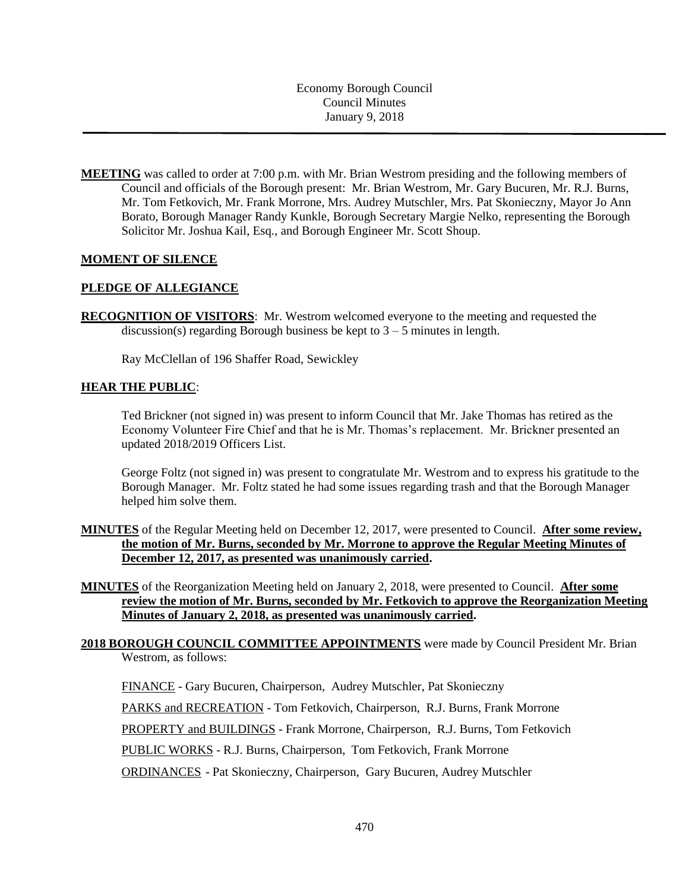Economy Borough Council
Council Minutes
January 9, 2018

---

**MEETING** was called to order at 7:00 p.m. with Mr. Brian Westrom presiding and the following members of Council and officials of the Borough present: Mr. Brian Westrom, Mr. Gary Bucuren, Mr. R.J. Burns, Mr. Tom Fetkovich, Mr. Frank Morrone, Mrs. Audrey Mutschler, Mrs. Pat Skonieczny, Mayor Jo Ann Borato, Borough Manager Randy Kunkle, Borough Secretary Margie Nelko, representing the Borough Solicitor Mr. Joshua Kail, Esq., and Borough Engineer Mr. Scott Shoup.

**MOMENT OF SILENCE**

**PLEDGE OF ALLEGIANCE**

**RECOGNITION OF VISITORS**: Mr. Westrom welcomed everyone to the meeting and requested the discussion(s) regarding Borough business be kept to 3 – 5 minutes in length.

Ray McClellan of 196 Shaffer Road, Sewickley

**HEAR THE PUBLIC**:

Ted Brickner (not signed in) was present to inform Council that Mr. Jake Thomas has retired as the Economy Volunteer Fire Chief and that he is Mr. Thomas's replacement. Mr. Brickner presented an updated 2018/2019 Officers List.

George Foltz (not signed in) was present to congratulate Mr. Westrom and to express his gratitude to the Borough Manager. Mr. Foltz stated he had some issues regarding trash and that the Borough Manager helped him solve them.

**MINUTES** of the Regular Meeting held on December 12, 2017, were presented to Council. **After some review, the motion of Mr. Burns, seconded by Mr. Morrone to approve the Regular Meeting Minutes of December 12, 2017, as presented was unanimously carried.**

**MINUTES** of the Reorganization Meeting held on January 2, 2018, were presented to Council. **After some review the motion of Mr. Burns, seconded by Mr. Fetkovich to approve the Reorganization Meeting Minutes of January 2, 2018, as presented was unanimously carried.**

**2018 BOROUGH COUNCIL COMMITTEE APPOINTMENTS** were made by Council President Mr. Brian Westrom, as follows:

FINANCE - Gary Bucuren, Chairperson, Audrey Mutschler, Pat Skonieczny

PARKS and RECREATION - Tom Fetkovich, Chairperson, R.J. Burns, Frank Morrone

PROPERTY and BUILDINGS - Frank Morrone, Chairperson, R.J. Burns, Tom Fetkovich

PUBLIC WORKS - R.J. Burns, Chairperson, Tom Fetkovich, Frank Morrone

ORDINANCES - Pat Skonieczny, Chairperson, Gary Bucuren, Audrey Mutschler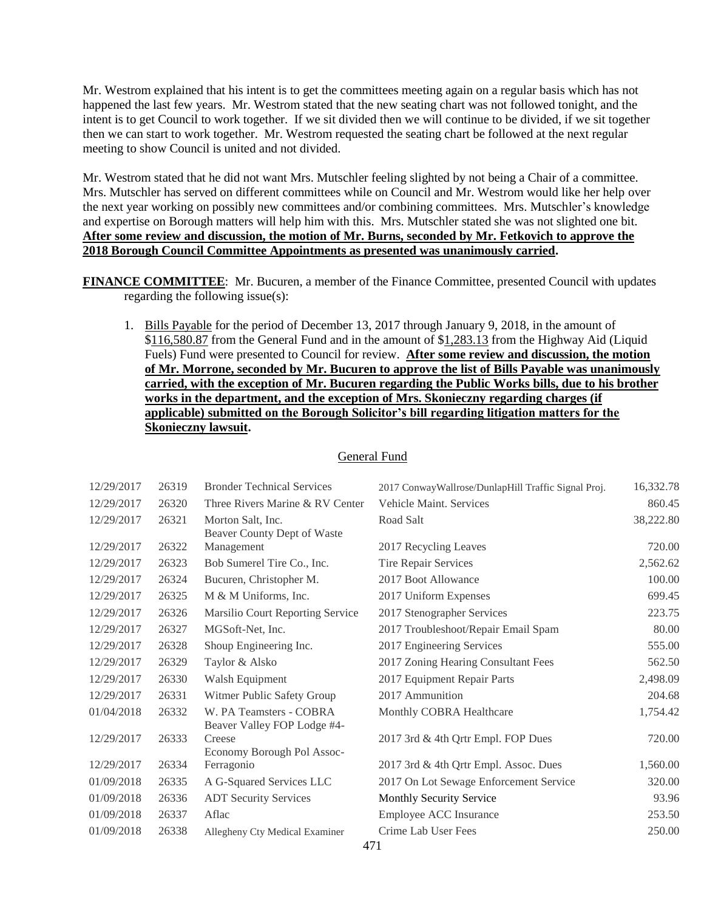Mr. Westrom explained that his intent is to get the committees meeting again on a regular basis which has not happened the last few years. Mr. Westrom stated that the new seating chart was not followed tonight, and the intent is to get Council to work together. If we sit divided then we will continue to be divided, if we sit together then we can start to work together. Mr. Westrom requested the seating chart be followed at the next regular meeting to show Council is united and not divided.

Mr. Westrom stated that he did not want Mrs. Mutschler feeling slighted by not being a Chair of a committee. Mrs. Mutschler has served on different committees while on Council and Mr. Westrom would like her help over the next year working on possibly new committees and/or combining committees. Mrs. Mutschler's knowledge and expertise on Borough matters will help him with this. Mrs. Mutschler stated she was not slighted one bit. **After some review and discussion, the motion of Mr. Burns, seconded by Mr. Fetkovich to approve the 2018 Borough Council Committee Appointments as presented was unanimously carried.**

**FINANCE COMMITTEE**: Mr. Bucuren, a member of the Finance Committee, presented Council with updates regarding the following issue(s):

1. Bills Payable for the period of December 13, 2017 through January 9, 2018, in the amount of $116,580.87 from the General Fund and in the amount of $1,283.13 from the Highway Aid (Liquid Fuels) Fund were presented to Council for review. **After some review and discussion, the motion of Mr. Morrone, seconded by Mr. Bucuren to approve the list of Bills Payable was unanimously carried, with the exception of Mr. Bucuren regarding the Public Works bills, due to his brother works in the department, and the exception of Mrs. Skonieczny regarding charges (if applicable) submitted on the Borough Solicitor's bill regarding litigation matters for the Skonieczny lawsuit.**

General Fund

| | | | | |
|---|---|---|---|---|
| 12/29/2017 | 26319 | Bronder Technical Services | 2017 ConwayWallrose/DunlapHill Traffic Signal Proj. | 16,332.78 |
| 12/29/2017 | 26320 | Three Rivers Marine & RV Center | Vehicle Maint. Services | 860.45 |
| 12/29/2017 | 26321 | Morton Salt, Inc. | Road Salt | 38,222.80 |
| 12/29/2017 | 26322 | Beaver County Dept of Waste Management | 2017 Recycling Leaves | 720.00 |
| 12/29/2017 | 26323 | Bob Sumerel Tire Co., Inc. | Tire Repair Services | 2,562.62 |
| 12/29/2017 | 26324 | Bucuren, Christopher M. | 2017 Boot Allowance | 100.00 |
| 12/29/2017 | 26325 | M & M Uniforms, Inc. | 2017 Uniform Expenses | 699.45 |
| 12/29/2017 | 26326 | Marsilio Court Reporting Service | 2017 Stenographer Services | 223.75 |
| 12/29/2017 | 26327 | MGSoft-Net, Inc. | 2017 Troubleshoot/Repair Email Spam | 80.00 |
| 12/29/2017 | 26328 | Shoup Engineering Inc. | 2017 Engineering Services | 555.00 |
| 12/29/2017 | 26329 | Taylor & Alsko | 2017 Zoning Hearing Consultant Fees | 562.50 |
| 12/29/2017 | 26330 | Walsh Equipment | 2017 Equipment Repair Parts | 2,498.09 |
| 12/29/2017 | 26331 | Witmer Public Safety Group | 2017 Ammunition | 204.68 |
| 01/04/2018 | 26332 | W. PA Teamsters - COBRA | Monthly COBRA Healthcare | 1,754.42 |
| 12/29/2017 | 26333 | Beaver Valley FOP Lodge #4-Creese | 2017 3rd & 4th Qrtr Empl. FOP Dues | 720.00 |
| 12/29/2017 | 26334 | Economy Borough Pol Assoc-Ferragonio | 2017 3rd & 4th Qrtr Empl. Assoc. Dues | 1,560.00 |
| 01/09/2018 | 26335 | A G-Squared Services LLC | 2017 On Lot Sewage Enforcement Service | 320.00 |
| 01/09/2018 | 26336 | ADT Security Services | Monthly Security Service | 93.96 |
| 01/09/2018 | 26337 | Aflac | Employee ACC Insurance | 253.50 |
| 01/09/2018 | 26338 | Allegheny Cty Medical Examiner | Crime Lab User Fees | 250.00 |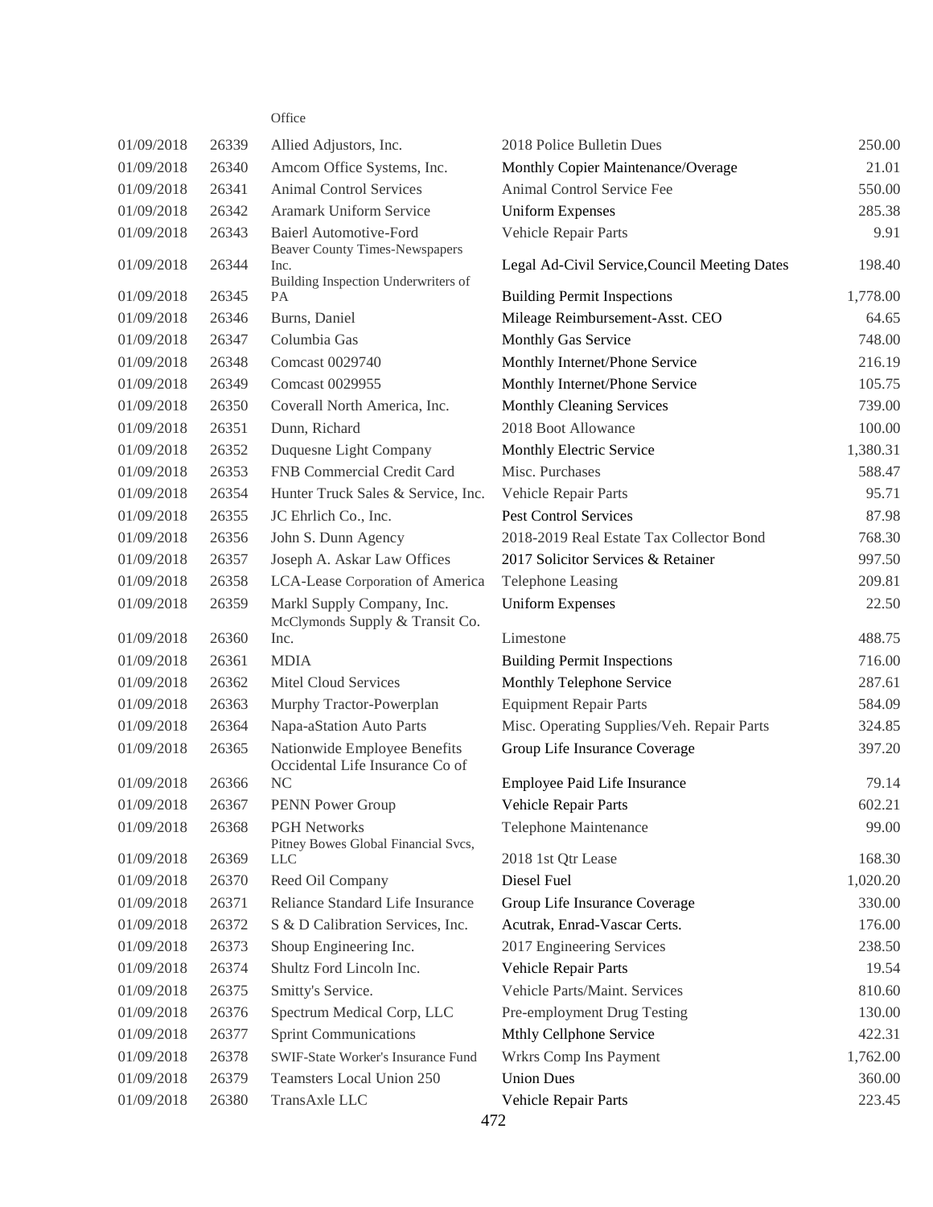Office

| | | | | |
|---|---|---|---|---|
| 01/09/2018 | 26339 | Allied Adjustors, Inc. | 2018 Police Bulletin Dues | 250.00 |
| 01/09/2018 | 26340 | Amcom Office Systems, Inc. | Monthly Copier Maintenance/Overage | 21.01 |
| 01/09/2018 | 26341 | Animal Control Services | Animal Control Service Fee | 550.00 |
| 01/09/2018 | 26342 | Aramark Uniform Service | Uniform Expenses | 285.38 |
| 01/09/2018 | 26343 | Baierl Automotive-Ford | Vehicle Repair Parts | 9.91 |
| 01/09/2018 | 26344 | Beaver County Times-Newspapers Inc. | Legal Ad-Civil Service,Council Meeting Dates | 198.40 |
| 01/09/2018 | 26345 | Building Inspection Underwriters of PA | Building Permit Inspections | 1,778.00 |
| 01/09/2018 | 26346 | Burns, Daniel | Mileage Reimbursement-Asst. CEO | 64.65 |
| 01/09/2018 | 26347 | Columbia Gas | Monthly Gas Service | 748.00 |
| 01/09/2018 | 26348 | Comcast 0029740 | Monthly Internet/Phone Service | 216.19 |
| 01/09/2018 | 26349 | Comcast 0029955 | Monthly Internet/Phone Service | 105.75 |
| 01/09/2018 | 26350 | Coverall North America, Inc. | Monthly Cleaning Services | 739.00 |
| 01/09/2018 | 26351 | Dunn, Richard | 2018 Boot Allowance | 100.00 |
| 01/09/2018 | 26352 | Duquesne Light Company | Monthly Electric Service | 1,380.31 |
| 01/09/2018 | 26353 | FNB Commercial Credit Card | Misc. Purchases | 588.47 |
| 01/09/2018 | 26354 | Hunter Truck Sales & Service, Inc. | Vehicle Repair Parts | 95.71 |
| 01/09/2018 | 26355 | JC Ehrlich Co., Inc. | Pest Control Services | 87.98 |
| 01/09/2018 | 26356 | John S. Dunn Agency | 2018-2019 Real Estate Tax Collector Bond | 768.30 |
| 01/09/2018 | 26357 | Joseph A. Askar Law Offices | 2017 Solicitor Services & Retainer | 997.50 |
| 01/09/2018 | 26358 | LCA-Lease Corporation of America | Telephone Leasing | 209.81 |
| 01/09/2018 | 26359 | Markl Supply Company, Inc. | Uniform Expenses | 22.50 |
| 01/09/2018 | 26360 | McClymonds Supply & Transit Co. Inc. | Limestone | 488.75 |
| 01/09/2018 | 26361 | MDIA | Building Permit Inspections | 716.00 |
| 01/09/2018 | 26362 | Mitel Cloud Services | Monthly Telephone Service | 287.61 |
| 01/09/2018 | 26363 | Murphy Tractor-Powerplan | Equipment Repair Parts | 584.09 |
| 01/09/2018 | 26364 | Napa-aStation Auto Parts | Misc. Operating Supplies/Veh. Repair Parts | 324.85 |
| 01/09/2018 | 26365 | Nationwide Employee Benefits | Group Life Insurance Coverage | 397.20 |
| 01/09/2018 | 26366 | Occidental Life Insurance Co of NC | Employee Paid Life Insurance | 79.14 |
| 01/09/2018 | 26367 | PENN Power Group | Vehicle Repair Parts | 602.21 |
| 01/09/2018 | 26368 | PGH Networks | Telephone Maintenance | 99.00 |
| 01/09/2018 | 26369 | Pitney Bowes Global Financial Svcs, LLC | 2018 1st Qtr Lease | 168.30 |
| 01/09/2018 | 26370 | Reed Oil Company | Diesel Fuel | 1,020.20 |
| 01/09/2018 | 26371 | Reliance Standard Life Insurance | Group Life Insurance Coverage | 330.00 |
| 01/09/2018 | 26372 | S & D Calibration Services, Inc. | Acutrak, Enrad-Vascar Certs. | 176.00 |
| 01/09/2018 | 26373 | Shoup Engineering Inc. | 2017 Engineering Services | 238.50 |
| 01/09/2018 | 26374 | Shultz Ford Lincoln Inc. | Vehicle Repair Parts | 19.54 |
| 01/09/2018 | 26375 | Smitty's Service. | Vehicle Parts/Maint. Services | 810.60 |
| 01/09/2018 | 26376 | Spectrum Medical Corp, LLC | Pre-employment Drug Testing | 130.00 |
| 01/09/2018 | 26377 | Sprint Communications | Mthly Cellphone Service | 422.31 |
| 01/09/2018 | 26378 | SWIF-State Worker's Insurance Fund | Wrkrs Comp Ins Payment | 1,762.00 |
| 01/09/2018 | 26379 | Teamsters Local Union 250 | Union Dues | 360.00 |
| 01/09/2018 | 26380 | TransAxle LLC | Vehicle Repair Parts | 223.45 |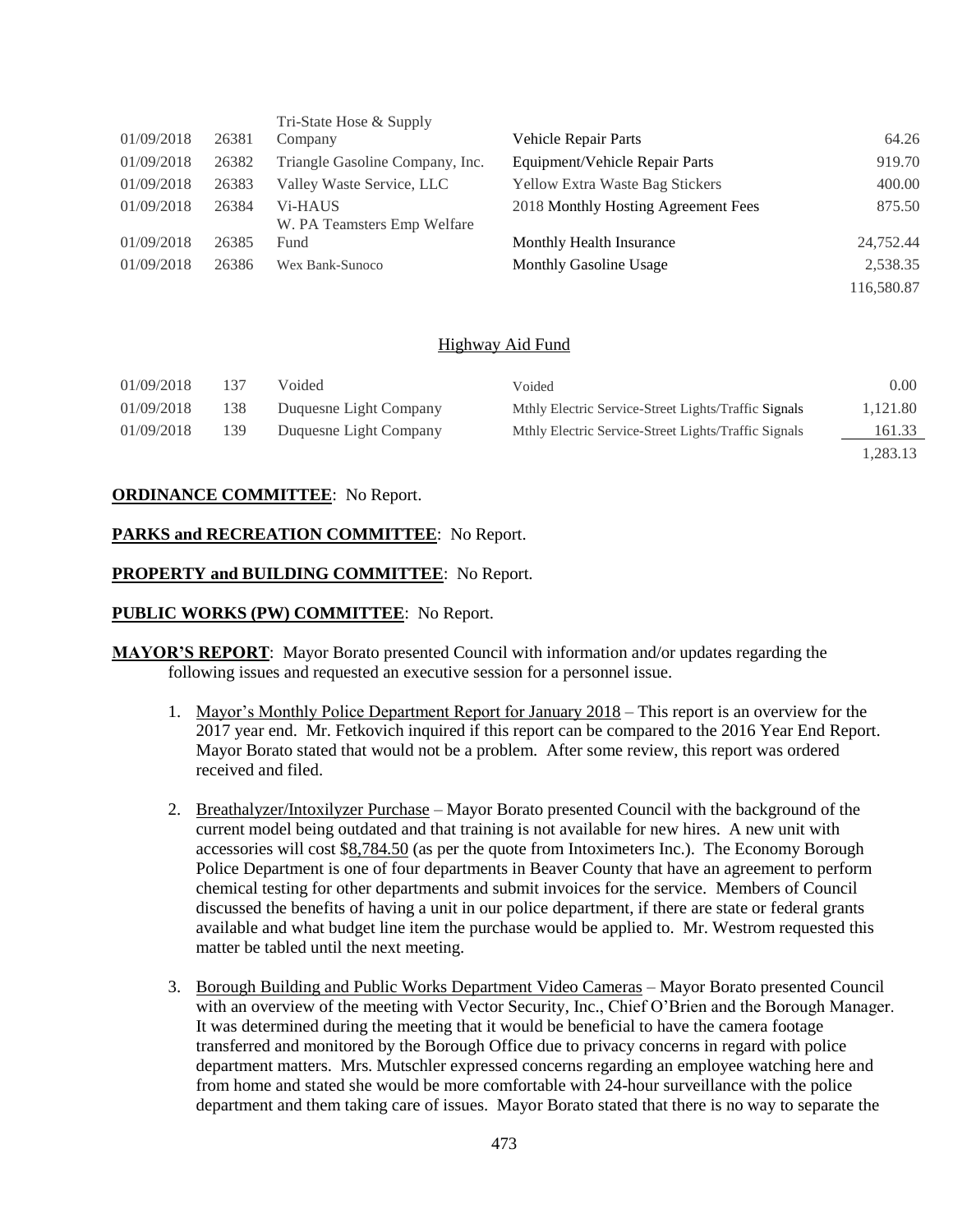| | | | | |
|---|---|---|---|---|
| 01/09/2018 | 26381 | Tri-State Hose & Supply Company | Vehicle Repair Parts | 64.26 |
| 01/09/2018 | 26382 | Triangle Gasoline Company, Inc. | Equipment/Vehicle Repair Parts | 919.70 |
| 01/09/2018 | 26383 | Valley Waste Service, LLC | Yellow Extra Waste Bag Stickers | 400.00 |
| 01/09/2018 | 26384 | Vi-HAUS | 2018 Monthly Hosting Agreement Fees | 875.50 |
| 01/09/2018 | 26385 | W. PA Teamsters Emp Welfare Fund | Monthly Health Insurance | 24,752.44 |
| 01/09/2018 | 26386 | Wex Bank-Sunoco | Monthly Gasoline Usage | 2,538.35 |
| | | | | 116,580.87 |

Highway Aid Fund

| | | | | |
|---|---|---|---|---|
| 01/09/2018 | 137 | Voided | Voided | 0.00 |
| 01/09/2018 | 138 | Duquesne Light Company | Mthly Electric Service-Street Lights/Traffic Signals | 1,121.80 |
| 01/09/2018 | 139 | Duquesne Light Company | Mthly Electric Service-Street Lights/Traffic Signals | 161.33 |
| | | | | 1,283.13 |

**ORDINANCE COMMITTEE**: No Report.

**PARKS and RECREATION COMMITTEE**: No Report.

**PROPERTY and BUILDING COMMITTEE**: No Report.

**PUBLIC WORKS (PW) COMMITTEE**: No Report.

**MAYOR'S REPORT**: Mayor Borato presented Council with information and/or updates regarding the following issues and requested an executive session for a personnel issue.

1. Mayor's Monthly Police Department Report for January 2018 – This report is an overview for the 2017 year end. Mr. Fetkovich inquired if this report can be compared to the 2016 Year End Report. Mayor Borato stated that would not be a problem. After some review, this report was ordered received and filed.

2. Breathalyzer/Intoxilyzer Purchase – Mayor Borato presented Council with the background of the current model being outdated and that training is not available for new hires. A new unit with accessories will cost $8,784.50 (as per the quote from Intoximeters Inc.). The Economy Borough Police Department is one of four departments in Beaver County that have an agreement to perform chemical testing for other departments and submit invoices for the service. Members of Council discussed the benefits of having a unit in our police department, if there are state or federal grants available and what budget line item the purchase would be applied to. Mr. Westrom requested this matter be tabled until the next meeting.

3. Borough Building and Public Works Department Video Cameras – Mayor Borato presented Council with an overview of the meeting with Vector Security, Inc., Chief O'Brien and the Borough Manager. It was determined during the meeting that it would be beneficial to have the camera footage transferred and monitored by the Borough Office due to privacy concerns in regard with police department matters. Mrs. Mutschler expressed concerns regarding an employee watching here and from home and stated she would be more comfortable with 24-hour surveillance with the police department and them taking care of issues. Mayor Borato stated that there is no way to separate the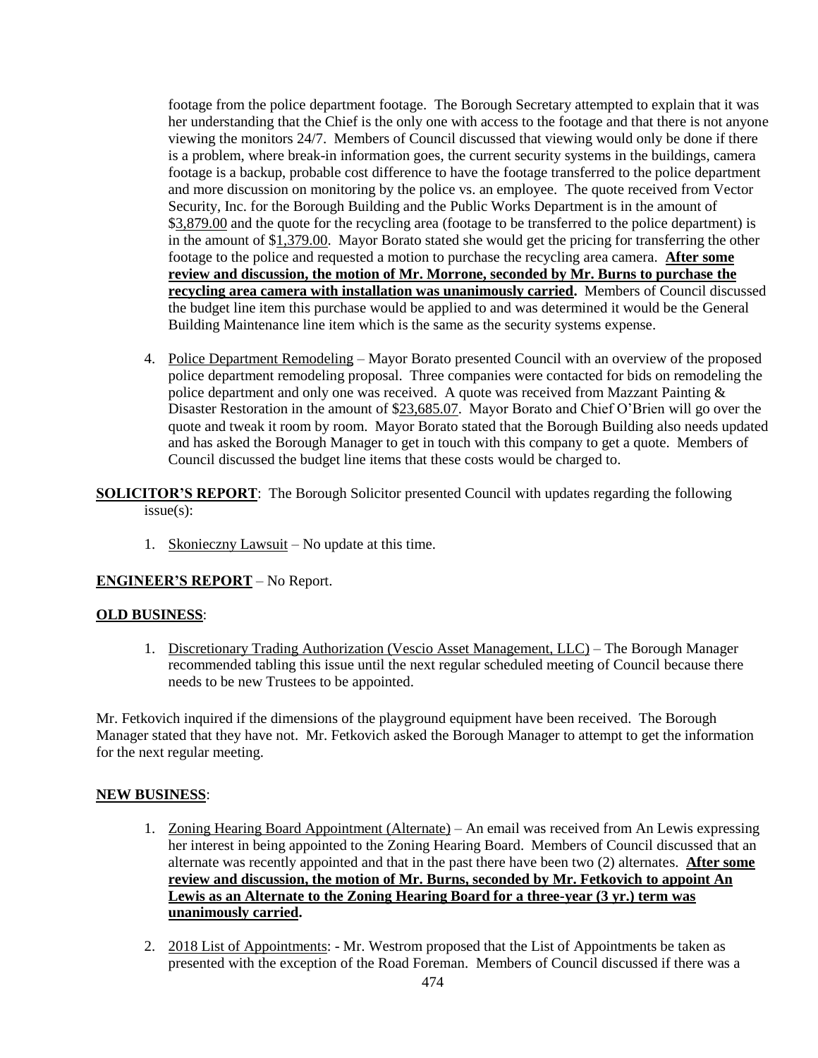footage from the police department footage. The Borough Secretary attempted to explain that it was her understanding that the Chief is the only one with access to the footage and that there is not anyone viewing the monitors 24/7. Members of Council discussed that viewing would only be done if there is a problem, where break-in information goes, the current security systems in the buildings, camera footage is a backup, probable cost difference to have the footage transferred to the police department and more discussion on monitoring by the police vs. an employee. The quote received from Vector Security, Inc. for the Borough Building and the Public Works Department is in the amount of $3,879.00 and the quote for the recycling area (footage to be transferred to the police department) is in the amount of $1,379.00. Mayor Borato stated she would get the pricing for transferring the other footage to the police and requested a motion to purchase the recycling area camera. **After some review and discussion, the motion of Mr. Morrone, seconded by Mr. Burns to purchase the recycling area camera with installation was unanimously carried.** Members of Council discussed the budget line item this purchase would be applied to and was determined it would be the General Building Maintenance line item which is the same as the security systems expense.

4. Police Department Remodeling – Mayor Borato presented Council with an overview of the proposed police department remodeling proposal. Three companies were contacted for bids on remodeling the police department and only one was received. A quote was received from Mazzant Painting & Disaster Restoration in the amount of $23,685.07. Mayor Borato and Chief O'Brien will go over the quote and tweak it room by room. Mayor Borato stated that the Borough Building also needs updated and has asked the Borough Manager to get in touch with this company to get a quote. Members of Council discussed the budget line items that these costs would be charged to.

**SOLICITOR'S REPORT**: The Borough Solicitor presented Council with updates regarding the following issue(s):

1. Skonieczny Lawsuit – No update at this time.

**ENGINEER'S REPORT** – No Report.

**OLD BUSINESS**:

1. Discretionary Trading Authorization (Vescio Asset Management, LLC) – The Borough Manager recommended tabling this issue until the next regular scheduled meeting of Council because there needs to be new Trustees to be appointed.

Mr. Fetkovich inquired if the dimensions of the playground equipment have been received. The Borough Manager stated that they have not. Mr. Fetkovich asked the Borough Manager to attempt to get the information for the next regular meeting.

**NEW BUSINESS**:

1. Zoning Hearing Board Appointment (Alternate) – An email was received from An Lewis expressing her interest in being appointed to the Zoning Hearing Board. Members of Council discussed that an alternate was recently appointed and that in the past there have been two (2) alternates. **After some review and discussion, the motion of Mr. Burns, seconded by Mr. Fetkovich to appoint An Lewis as an Alternate to the Zoning Hearing Board for a three-year (3 yr.) term was unanimously carried.**

2. 2018 List of Appointments: - Mr. Westrom proposed that the List of Appointments be taken as presented with the exception of the Road Foreman. Members of Council discussed if there was a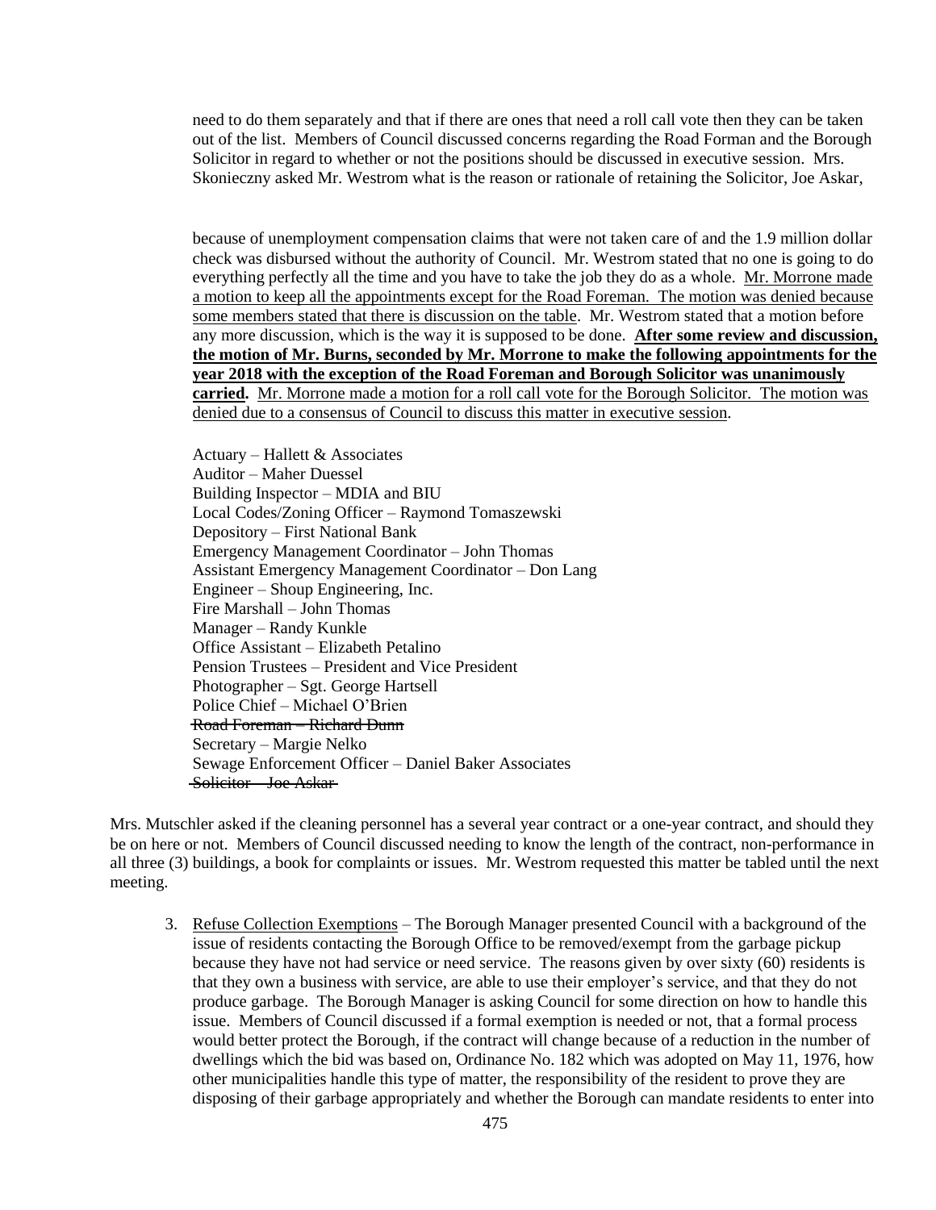need to do them separately and that if there are ones that need a roll call vote then they can be taken out of the list. Members of Council discussed concerns regarding the Road Forman and the Borough Solicitor in regard to whether or not the positions should be discussed in executive session. Mrs. Skonieczny asked Mr. Westrom what is the reason or rationale of retaining the Solicitor, Joe Askar,

because of unemployment compensation claims that were not taken care of and the 1.9 million dollar check was disbursed without the authority of Council. Mr. Westrom stated that no one is going to do everything perfectly all the time and you have to take the job they do as a whole. <u>Mr. Morrone made a motion to keep all the appointments except for the Road Foreman. The motion was denied because some members stated that there is discussion on the table</u>. Mr. Westrom stated that a motion before any more discussion, which is the way it is supposed to be done. **<u>After some review and discussion, the motion of Mr. Burns, seconded by Mr. Morrone to make the following appointments for the year 2018 with the exception of the Road Foreman and Borough Solicitor was unanimously carried.</u>** <u>Mr. Morrone made a motion for a roll call vote for the Borough Solicitor. The motion was denied due to a consensus of Council to discuss this matter in executive session</u>.

Actuary – Hallett & Associates
Auditor – Maher Duessel
Building Inspector – MDIA and BIU
Local Codes/Zoning Officer – Raymond Tomaszewski
Depository – First National Bank
Emergency Management Coordinator – John Thomas
Assistant Emergency Management Coordinator – Don Lang
Engineer – Shoup Engineering, Inc.
Fire Marshall – John Thomas
Manager – Randy Kunkle
Office Assistant – Elizabeth Petalino
Pension Trustees – President and Vice President
Photographer – Sgt. George Hartsell
Police Chief – Michael O'Brien
~~Road Foreman – Richard Dunn~~
Secretary – Margie Nelko
Sewage Enforcement Officer – Daniel Baker Associates
~~Solicitor – Joe Askar~~

Mrs. Mutschler asked if the cleaning personnel has a several year contract or a one-year contract, and should they be on here or not. Members of Council discussed needing to know the length of the contract, non-performance in all three (3) buildings, a book for complaints or issues. Mr. Westrom requested this matter be tabled until the next meeting.

3. <u>Refuse Collection Exemptions</u> – The Borough Manager presented Council with a background of the issue of residents contacting the Borough Office to be removed/exempt from the garbage pickup because they have not had service or need service. The reasons given by over sixty (60) residents is that they own a business with service, are able to use their employer's service, and that they do not produce garbage. The Borough Manager is asking Council for some direction on how to handle this issue. Members of Council discussed if a formal exemption is needed or not, that a formal process would better protect the Borough, if the contract will change because of a reduction in the number of dwellings which the bid was based on, Ordinance No. 182 which was adopted on May 11, 1976, how other municipalities handle this type of matter, the responsibility of the resident to prove they are disposing of their garbage appropriately and whether the Borough can mandate residents to enter into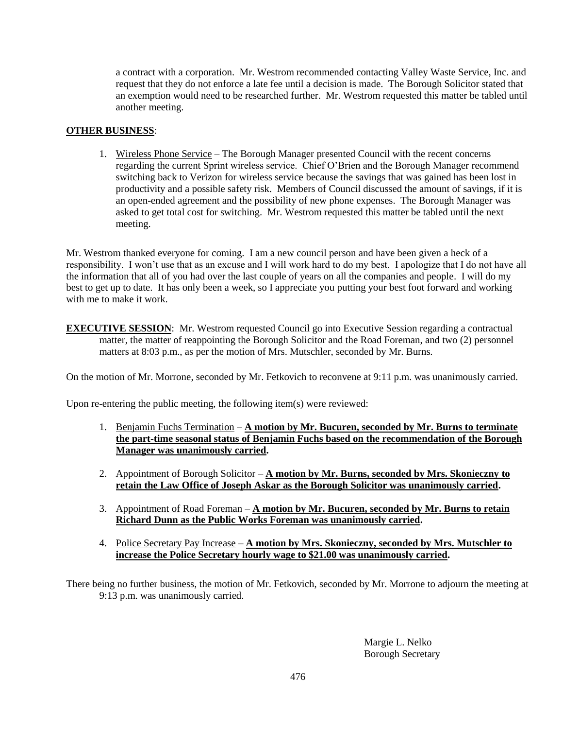a contract with a corporation. Mr. Westrom recommended contacting Valley Waste Service, Inc. and request that they do not enforce a late fee until a decision is made. The Borough Solicitor stated that an exemption would need to be researched further. Mr. Westrom requested this matter be tabled until another meeting.

**OTHER BUSINESS**:

1. Wireless Phone Service – The Borough Manager presented Council with the recent concerns regarding the current Sprint wireless service. Chief O'Brien and the Borough Manager recommend switching back to Verizon for wireless service because the savings that was gained has been lost in productivity and a possible safety risk. Members of Council discussed the amount of savings, if it is an open-ended agreement and the possibility of new phone expenses. The Borough Manager was asked to get total cost for switching. Mr. Westrom requested this matter be tabled until the next meeting.

Mr. Westrom thanked everyone for coming. I am a new council person and have been given a heck of a responsibility. I won't use that as an excuse and I will work hard to do my best. I apologize that I do not have all the information that all of you had over the last couple of years on all the companies and people. I will do my best to get up to date. It has only been a week, so I appreciate you putting your best foot forward and working with me to make it work.

**EXECUTIVE SESSION**: Mr. Westrom requested Council go into Executive Session regarding a contractual matter, the matter of reappointing the Borough Solicitor and the Road Foreman, and two (2) personnel matters at 8:03 p.m., as per the motion of Mrs. Mutschler, seconded by Mr. Burns.

On the motion of Mr. Morrone, seconded by Mr. Fetkovich to reconvene at 9:11 p.m. was unanimously carried.

Upon re-entering the public meeting, the following item(s) were reviewed:

1. Benjamin Fuchs Termination – **A motion by Mr. Bucuren, seconded by Mr. Burns to terminate the part-time seasonal status of Benjamin Fuchs based on the recommendation of the Borough Manager was unanimously carried.**

2. Appointment of Borough Solicitor – **A motion by Mr. Burns, seconded by Mrs. Skonieczny to retain the Law Office of Joseph Askar as the Borough Solicitor was unanimously carried.**

3. Appointment of Road Foreman – **A motion by Mr. Bucuren, seconded by Mr. Burns to retain Richard Dunn as the Public Works Foreman was unanimously carried.**

4. Police Secretary Pay Increase – **A motion by Mrs. Skonieczny, seconded by Mrs. Mutschler to increase the Police Secretary hourly wage to $21.00 was unanimously carried.**

There being no further business, the motion of Mr. Fetkovich, seconded by Mr. Morrone to adjourn the meeting at 9:13 p.m. was unanimously carried.

Margie L. Nelko
Borough Secretary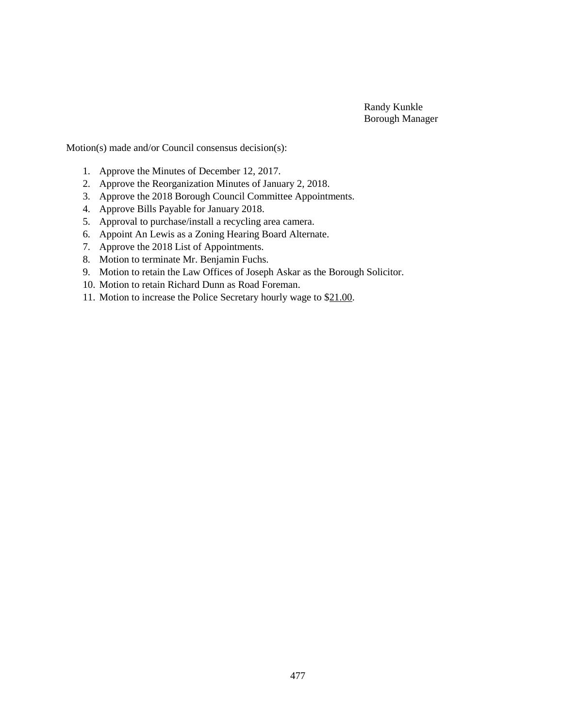Randy Kunkle  
Borough Manager

Motion(s) made and/or Council consensus decision(s):

1. Approve the Minutes of December 12, 2017.
2. Approve the Reorganization Minutes of January 2, 2018.
3. Approve the 2018 Borough Council Committee Appointments.
4. Approve Bills Payable for January 2018.
5. Approval to purchase/install a recycling area camera.
6. Appoint An Lewis as a Zoning Hearing Board Alternate.
7. Approve the 2018 List of Appointments.
8. Motion to terminate Mr. Benjamin Fuchs.
9. Motion to retain the Law Offices of Joseph Askar as the Borough Solicitor.
10. Motion to retain Richard Dunn as Road Foreman.
11. Motion to increase the Police Secretary hourly wage to $<u>21.00</u>.